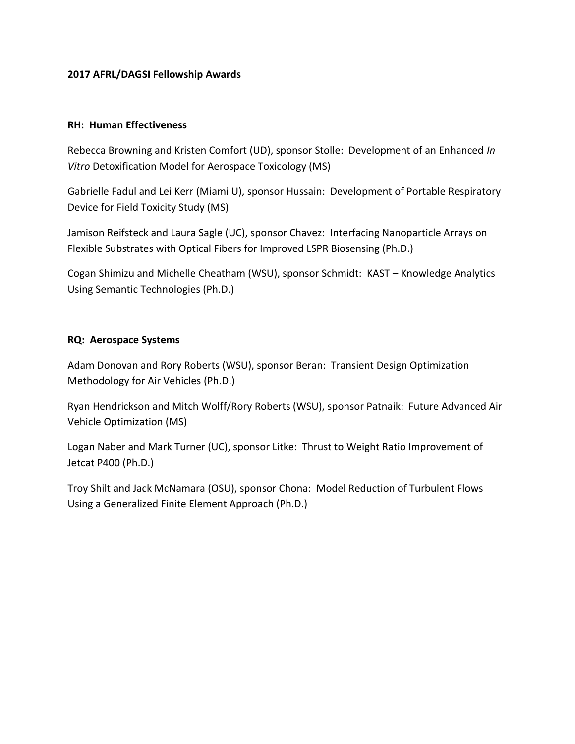**2017 AFRL/DAGSI Fellowship Awards**

**RH: Human Effectiveness**

Rebecca Browning and Kristen Comfort (UD), sponsor Stolle: Development of an Enhanced *In Vitro* Detoxification Model for Aerospace Toxicology (MS)

Gabrielle Fadul and Lei Kerr (Miami U), sponsor Hussain: Development of Portable Respiratory Device for Field Toxicity Study (MS)

Jamison Reifsteck and Laura Sagle (UC), sponsor Chavez: Interfacing Nanoparticle Arrays on Flexible Substrates with Optical Fibers for Improved LSPR Biosensing (Ph.D.)

Cogan Shimizu and Michelle Cheatham (WSU), sponsor Schmidt: KAST – Knowledge Analytics Using Semantic Technologies (Ph.D.)

**RQ: Aerospace Systems**

Adam Donovan and Rory Roberts (WSU), sponsor Beran: Transient Design Optimization Methodology for Air Vehicles (Ph.D.)

Ryan Hendrickson and Mitch Wolff/Rory Roberts (WSU), sponsor Patnaik: Future Advanced Air Vehicle Optimization (MS)

Logan Naber and Mark Turner (UC), sponsor Litke: Thrust to Weight Ratio Improvement of Jetcat P400 (Ph.D.)

Troy Shilt and Jack McNamara (OSU), sponsor Chona: Model Reduction of Turbulent Flows Using a Generalized Finite Element Approach (Ph.D.)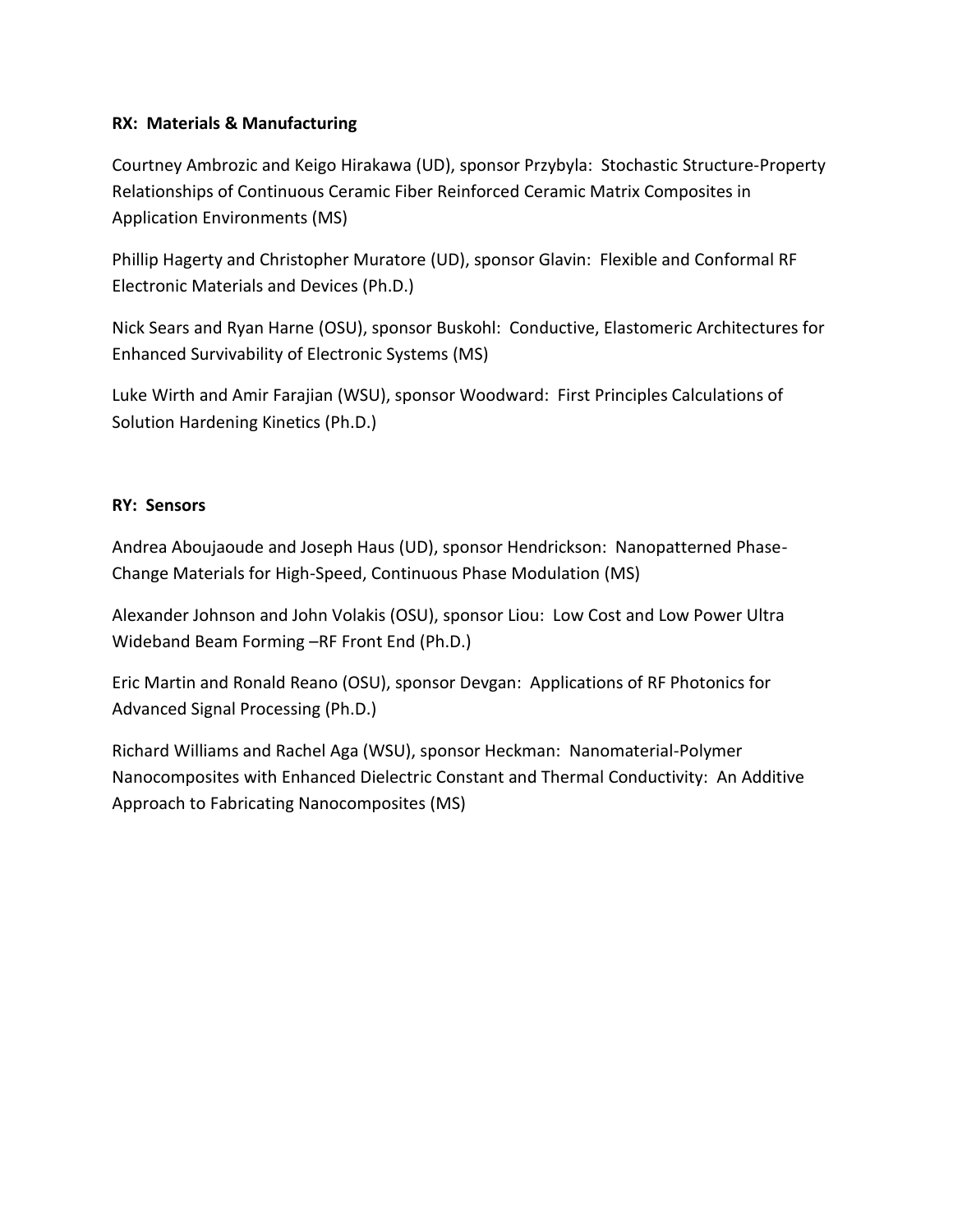**RX: Materials & Manufacturing**

Courtney Ambrozic and Keigo Hirakawa (UD), sponsor Przybyla: Stochastic Structure-Property Relationships of Continuous Ceramic Fiber Reinforced Ceramic Matrix Composites in Application Environments (MS)

Phillip Hagerty and Christopher Muratore (UD), sponsor Glavin: Flexible and Conformal RF Electronic Materials and Devices (Ph.D.)

Nick Sears and Ryan Harne (OSU), sponsor Buskohl: Conductive, Elastomeric Architectures for Enhanced Survivability of Electronic Systems (MS)

Luke Wirth and Amir Farajian (WSU), sponsor Woodward: First Principles Calculations of Solution Hardening Kinetics (Ph.D.)

**RY: Sensors**

Andrea Aboujaoude and Joseph Haus (UD), sponsor Hendrickson: Nanopatterned Phase-Change Materials for High-Speed, Continuous Phase Modulation (MS)

Alexander Johnson and John Volakis (OSU), sponsor Liou: Low Cost and Low Power Ultra Wideband Beam Forming –RF Front End (Ph.D.)

Eric Martin and Ronald Reano (OSU), sponsor Devgan: Applications of RF Photonics for Advanced Signal Processing (Ph.D.)

Richard Williams and Rachel Aga (WSU), sponsor Heckman: Nanomaterial-Polymer Nanocomposites with Enhanced Dielectric Constant and Thermal Conductivity: An Additive Approach to Fabricating Nanocomposites (MS)